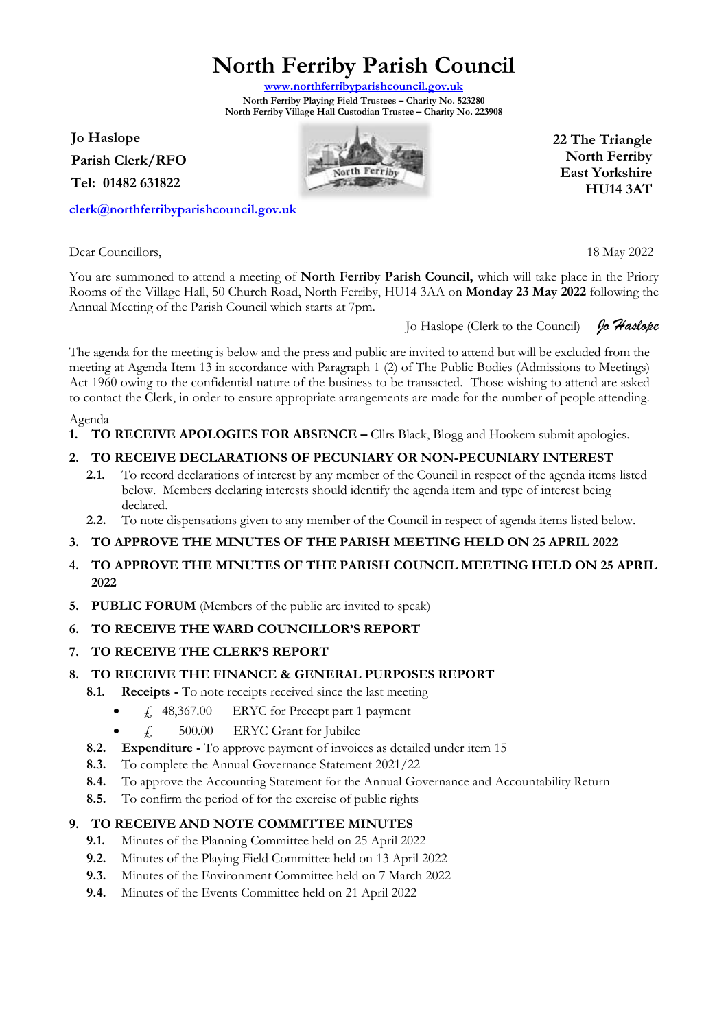# North Ferriby Parish Council

www.northferribyparishcouncil.gov.uk
North Ferriby Playing Field Trustees – Charity No. 523280
North Ferriby Village Hall Custodian Trustee – Charity No. 223908

**Jo Haslope**
**Parish Clerk/RFO**
**Tel: 01482 631822**

clerk@northferribyparishcouncil.gov.uk

**22 The Triangle**
**North Ferriby**
**East Yorkshire**
**HU14 3AT**

Dear Councillors,

18 May 2022

You are summoned to attend a meeting of **North Ferriby Parish Council,** which will take place in the Priory Rooms of the Village Hall, 50 Church Road, North Ferriby, HU14 3AA on **Monday 23 May 2022** following the Annual Meeting of the Parish Council which starts at 7pm.

Jo Haslope (Clerk to the Council) *Jo Haslope*

The agenda for the meeting is below and the press and public are invited to attend but will be excluded from the meeting at Agenda Item 13 in accordance with Paragraph 1 (2) of The Public Bodies (Admissions to Meetings) Act 1960 owing to the confidential nature of the business to be transacted. Those wishing to attend are asked to contact the Clerk, in order to ensure appropriate arrangements are made for the number of people attending.

Agenda

1. **TO RECEIVE APOLOGIES FOR ABSENCE –** Cllrs Black, Blogg and Hookem submit apologies.
2. **TO RECEIVE DECLARATIONS OF PECUNIARY OR NON-PECUNIARY INTEREST**
   - **2.1.** To record declarations of interest by any member of the Council in respect of the agenda items listed below. Members declaring interests should identify the agenda item and type of interest being declared.
   - **2.2.** To note dispensations given to any member of the Council in respect of agenda items listed below.
3. **TO APPROVE THE MINUTES OF THE PARISH MEETING HELD ON 25 APRIL 2022**
4. **TO APPROVE THE MINUTES OF THE PARISH COUNCIL MEETING HELD ON 25 APRIL 2022**
5. **PUBLIC FORUM** (Members of the public are invited to speak)
6. **TO RECEIVE THE WARD COUNCILLOR'S REPORT**
7. **TO RECEIVE THE CLERK'S REPORT**
8. **TO RECEIVE THE FINANCE & GENERAL PURPOSES REPORT**
   - **8.1. Receipts -** To note receipts received since the last meeting
     - £ 48,367.00 ERYC for Precept part 1 payment
     - £ 500.00 ERYC Grant for Jubilee
   - **8.2. Expenditure -** To approve payment of invoices as detailed under item 15
   - **8.3.** To complete the Annual Governance Statement 2021/22
   - **8.4.** To approve the Accounting Statement for the Annual Governance and Accountability Return
   - **8.5.** To confirm the period of for the exercise of public rights
9. **TO RECEIVE AND NOTE COMMITTEE MINUTES**
   - **9.1.** Minutes of the Planning Committee held on 25 April 2022
   - **9.2.** Minutes of the Playing Field Committee held on 13 April 2022
   - **9.3.** Minutes of the Environment Committee held on 7 March 2022
   - **9.4.** Minutes of the Events Committee held on 21 April 2022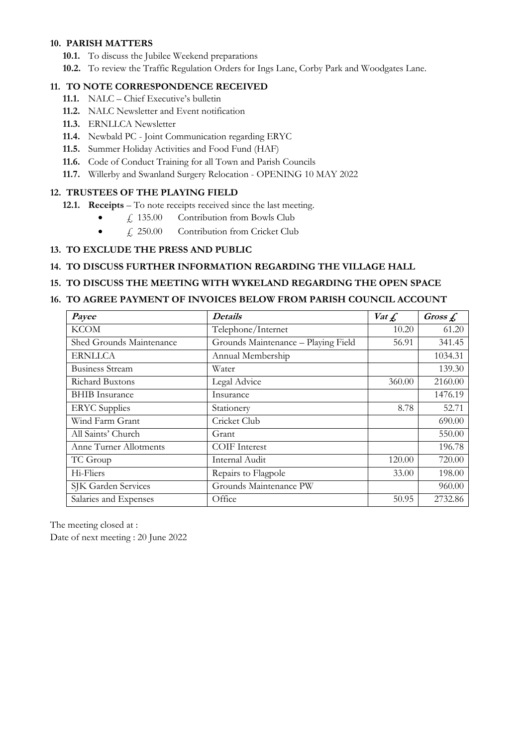**10. PARISH MATTERS**

**10.1.** To discuss the Jubilee Weekend preparations

**10.2.** To review the Traffic Regulation Orders for Ings Lane, Corby Park and Woodgates Lane.

**11. TO NOTE CORRESPONDENCE RECEIVED**

**11.1.** NALC – Chief Executive's bulletin

**11.2.** NALC Newsletter and Event notification

**11.3.** ERNLLCA Newsletter

**11.4.** Newbald PC - Joint Communication regarding ERYC

**11.5.** Summer Holiday Activities and Food Fund (HAF)

**11.6.** Code of Conduct Training for all Town and Parish Councils

**11.7.** Willerby and Swanland Surgery Relocation - OPENING 10 MAY 2022

**12. TRUSTEES OF THE PLAYING FIELD**

**12.1. Receipts** – To note receipts received since the last meeting.

- £ 135.00 Contribution from Bowls Club
- £ 250.00 Contribution from Cricket Club

**13. TO EXCLUDE THE PRESS AND PUBLIC**

**14. TO DISCUSS FURTHER INFORMATION REGARDING THE VILLAGE HALL**

**15. TO DISCUSS THE MEETING WITH WYKELAND REGARDING THE OPEN SPACE**

**16. TO AGREE PAYMENT OF INVOICES BELOW FROM PARISH COUNCIL ACCOUNT**

| ***Payee*** | ***Details*** | ***Vat £*** | ***Gross £*** |
|---|---|---|---|
| KCOM | Telephone/Internet | 10.20 | 61.20 |
| Shed Grounds Maintenance | Grounds Maintenance – Playing Field | 56.91 | 341.45 |
| ERNLLCA | Annual Membership | | 1034.31 |
| Business Stream | Water | | 139.30 |
| Richard Buxtons | Legal Advice | 360.00 | 2160.00 |
| BHIB Insurance | Insurance | | 1476.19 |
| ERYC Supplies | Stationery | 8.78 | 52.71 |
| Wind Farm Grant | Cricket Club | | 690.00 |
| All Saints' Church | Grant | | 550.00 |
| Anne Turner Allotments | COIF Interest | | 196.78 |
| TC Group | Internal Audit | 120.00 | 720.00 |
| Hi-Fliers | Repairs to Flagpole | 33.00 | 198.00 |
| SJK Garden Services | Grounds Maintenance PW | | 960.00 |
| Salaries and Expenses | Office | 50.95 | 2732.86 |

The meeting closed at :

Date of next meeting : 20 June 2022